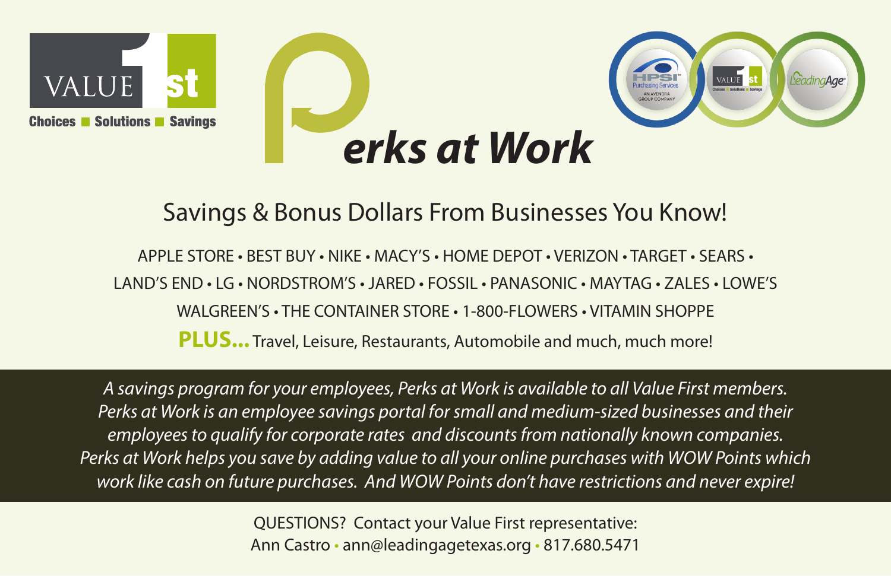VALUE 1st

Choices ■ Solutions ■ Savings

# Perks at Work

HPSI Purchasing Services — AN AVENDRA GROUP COMPANY • VALUE 1st • LeadingAge

## Savings & Bonus Dollars From Businesses You Know!

APPLE STORE • BEST BUY • NIKE • MACY'S • HOME DEPOT • VERIZON • TARGET • SEARS • LAND'S END • LG • NORDSTROM'S • JARED • FOSSIL • PANASONIC • MAYTAG • ZALES • LOWE'S WALGREEN'S • THE CONTAINER STORE • 1-800-FLOWERS • VITAMIN SHOPPE

**PLUS...** Travel, Leisure, Restaurants, Automobile and much, much more!

*A savings program for your employees, Perks at Work is available to all Value First members. Perks at Work is an employee savings portal for small and medium-sized businesses and their employees to qualify for corporate rates and discounts from nationally known companies. Perks at Work helps you save by adding value to all your online purchases with WOW Points which work like cash on future purchases. And WOW Points don't have restrictions and never expire!*

QUESTIONS? Contact your Value First representative:
Ann Castro • ann@leadingagetexas.org • 817.680.5471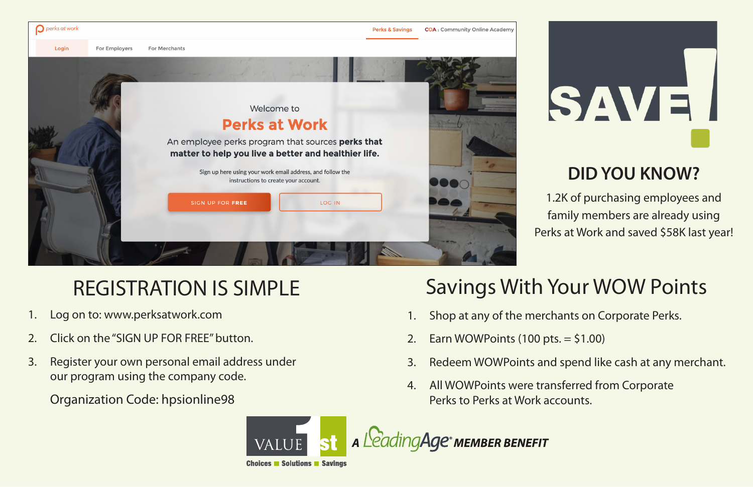perks at work

Perks & Savings | COA : Community Online Academy

Login | For Employers | For Merchants

Welcome to

**Perks at Work**

An employee perks program that sources **perks that matter to help you live a better and healthier life.**

Sign up here using your work email address, and follow the instructions to create your account.

SIGN UP FOR **FREE** | LOG IN

SAVE!

## DID YOU KNOW?

1.2K of purchasing employees and family members are already using Perks at Work and saved $58K last year!

## REGISTRATION IS SIMPLE

1. Log on to: www.perksatwork.com
2. Click on the "SIGN UP FOR FREE" button.
3. Register your own personal email address under our program using the company code.

   Organization Code: hpsionline98

## Savings With Your WOW Points

1. Shop at any of the merchants on Corporate Perks.
2. Earn WOWPoints (100 pts. = $1.00)
3. Redeem WOWPoints and spend like cash at any merchant.
4. All WOWPoints were transferred from Corporate Perks to Perks at Work accounts.

VALUE 1st

Choices ■ Solutions ■ Savings

A LeadingAge® MEMBER BENEFIT